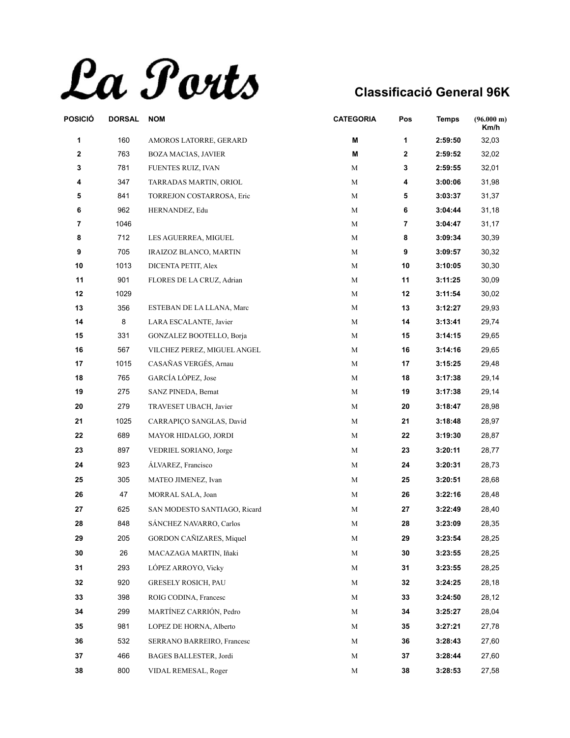# La Ports

## Classificació General 96K

| POSICIÓ | DORSAL | NOM | CATEGORIA | Pos | Temps | (96.000 m) Km/h |
|---|---|---|---|---|---|---|
| 1 | 160 | AMOROS LATORRE, GERARD | M | 1 | 2:59:50 | 32,03 |
| 2 | 763 | BOZA MACIAS, JAVIER | M | 2 | 2:59:52 | 32,02 |
| 3 | 781 | FUENTES RUIZ, IVAN | M | 3 | 2:59:55 | 32,01 |
| 4 | 347 | TARRADAS MARTIN, ORIOL | M | 4 | 3:00:06 | 31,98 |
| 5 | 841 | TORREJON COSTARROSA, Eric | M | 5 | 3:03:37 | 31,37 |
| 6 | 962 | HERNANDEZ, Edu | M | 6 | 3:04:44 | 31,18 |
| 7 | 1046 | | M | 7 | 3:04:47 | 31,17 |
| 8 | 712 | LES AGUERREA, MIGUEL | M | 8 | 3:09:34 | 30,39 |
| 9 | 705 | IRAIZOZ BLANCO, MARTIN | M | 9 | 3:09:57 | 30,32 |
| 10 | 1013 | DICENTA PETIT, Alex | M | 10 | 3:10:05 | 30,30 |
| 11 | 901 | FLORES DE LA CRUZ, Adrian | M | 11 | 3:11:25 | 30,09 |
| 12 | 1029 | | M | 12 | 3:11:54 | 30,02 |
| 13 | 356 | ESTEBAN DE LA LLANA, Marc | M | 13 | 3:12:27 | 29,93 |
| 14 | 8 | LARA ESCALANTE, Javier | M | 14 | 3:13:41 | 29,74 |
| 15 | 331 | GONZALEZ BOOTELLO, Borja | M | 15 | 3:14:15 | 29,65 |
| 16 | 567 | VILCHEZ PEREZ, MIGUEL ANGEL | M | 16 | 3:14:16 | 29,65 |
| 17 | 1015 | CASAÑAS VERGÉS, Arnau | M | 17 | 3:15:25 | 29,48 |
| 18 | 765 | GARCÍA LÓPEZ, Jose | M | 18 | 3:17:38 | 29,14 |
| 19 | 275 | SANZ PINEDA, Bernat | M | 19 | 3:17:38 | 29,14 |
| 20 | 279 | TRAVESET UBACH, Javier | M | 20 | 3:18:47 | 28,98 |
| 21 | 1025 | CARRAPIÇO SANGLAS, David | M | 21 | 3:18:48 | 28,97 |
| 22 | 689 | MAYOR HIDALGO, JORDI | M | 22 | 3:19:30 | 28,87 |
| 23 | 897 | VEDRIEL SORIANO, Jorge | M | 23 | 3:20:11 | 28,77 |
| 24 | 923 | ÁLVAREZ, Francisco | M | 24 | 3:20:31 | 28,73 |
| 25 | 305 | MATEO JIMENEZ, Ivan | M | 25 | 3:20:51 | 28,68 |
| 26 | 47 | MORRAL SALA, Joan | M | 26 | 3:22:16 | 28,48 |
| 27 | 625 | SAN MODESTO SANTIAGO, Ricard | M | 27 | 3:22:49 | 28,40 |
| 28 | 848 | SÁNCHEZ NAVARRO, Carlos | M | 28 | 3:23:09 | 28,35 |
| 29 | 205 | GORDON CAÑIZARES, Miquel | M | 29 | 3:23:54 | 28,25 |
| 30 | 26 | MACAZAGA MARTIN, Iñaki | M | 30 | 3:23:55 | 28,25 |
| 31 | 293 | LÓPEZ ARROYO, Vicky | M | 31 | 3:23:55 | 28,25 |
| 32 | 920 | GRESELY ROSICH, PAU | M | 32 | 3:24:25 | 28,18 |
| 33 | 398 | ROIG CODINA, Francesc | M | 33 | 3:24:50 | 28,12 |
| 34 | 299 | MARTÍNEZ CARRIÓN, Pedro | M | 34 | 3:25:27 | 28,04 |
| 35 | 981 | LOPEZ DE HORNA, Alberto | M | 35 | 3:27:21 | 27,78 |
| 36 | 532 | SERRANO BARREIRO, Francesc | M | 36 | 3:28:43 | 27,60 |
| 37 | 466 | BAGES BALLESTER, Jordi | M | 37 | 3:28:44 | 27,60 |
| 38 | 800 | VIDAL REMESAL, Roger | M | 38 | 3:28:53 | 27,58 |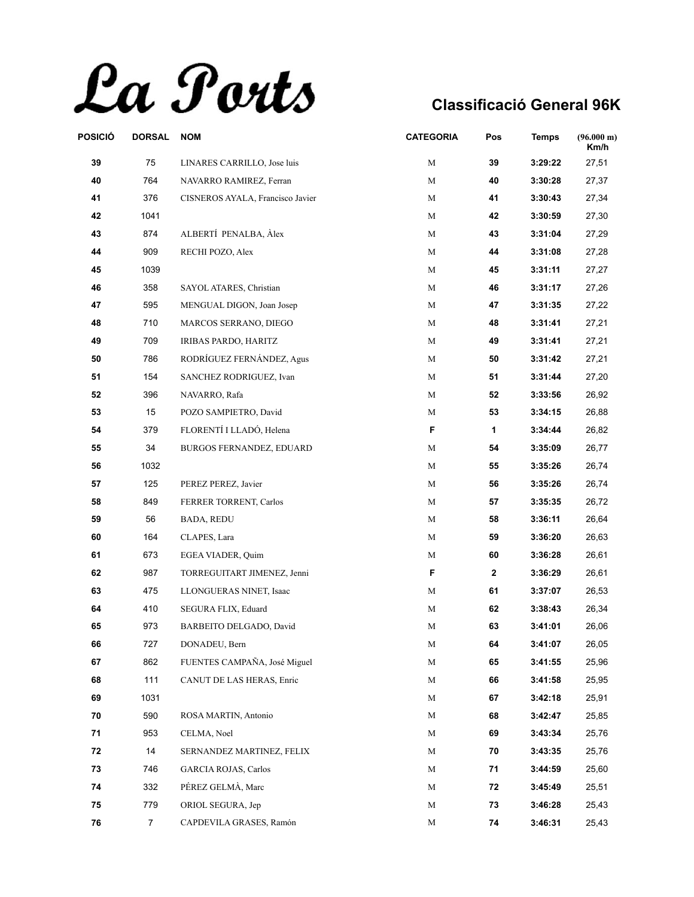# La Ports

## Classificació General 96K

| POSICIÓ | DORSAL | NOM | CATEGORIA | Pos | Temps | (96.000 m) Km/h |
|---|---|---|---|---|---|---|
| 39 | 75 | LINARES CARRILLO, Jose luis | M | 39 | 3:29:22 | 27,51 |
| 40 | 764 | NAVARRO RAMIREZ, Ferran | M | 40 | 3:30:28 | 27,37 |
| 41 | 376 | CISNEROS AYALA, Francisco Javier | M | 41 | 3:30:43 | 27,34 |
| 42 | 1041 | | M | 42 | 3:30:59 | 27,30 |
| 43 | 874 | ALBERTÍ PENALBA, Àlex | M | 43 | 3:31:04 | 27,29 |
| 44 | 909 | RECHI POZO, Alex | M | 44 | 3:31:08 | 27,28 |
| 45 | 1039 | | M | 45 | 3:31:11 | 27,27 |
| 46 | 358 | SAYOL ATARES, Christian | M | 46 | 3:31:17 | 27,26 |
| 47 | 595 | MENGUAL DIGON, Joan Josep | M | 47 | 3:31:35 | 27,22 |
| 48 | 710 | MARCOS SERRANO, DIEGO | M | 48 | 3:31:41 | 27,21 |
| 49 | 709 | IRIBAS PARDO, HARITZ | M | 49 | 3:31:41 | 27,21 |
| 50 | 786 | RODRÍGUEZ FERNÁNDEZ, Agus | M | 50 | 3:31:42 | 27,21 |
| 51 | 154 | SANCHEZ RODRIGUEZ, Ivan | M | 51 | 3:31:44 | 27,20 |
| 52 | 396 | NAVARRO, Rafa | M | 52 | 3:33:56 | 26,92 |
| 53 | 15 | POZO SAMPIETRO, David | M | 53 | 3:34:15 | 26,88 |
| 54 | 379 | FLORENTÍ I LLADÓ, Helena | F | 1 | 3:34:44 | 26,82 |
| 55 | 34 | BURGOS FERNANDEZ, EDUARD | M | 54 | 3:35:09 | 26,77 |
| 56 | 1032 | | M | 55 | 3:35:26 | 26,74 |
| 57 | 125 | PEREZ PEREZ, Javier | M | 56 | 3:35:26 | 26,74 |
| 58 | 849 | FERRER TORRENT, Carlos | M | 57 | 3:35:35 | 26,72 |
| 59 | 56 | BADA, REDU | M | 58 | 3:36:11 | 26,64 |
| 60 | 164 | CLAPES, Lara | M | 59 | 3:36:20 | 26,63 |
| 61 | 673 | EGEA VIADER, Quim | M | 60 | 3:36:28 | 26,61 |
| 62 | 987 | TORREGUITART JIMENEZ, Jenni | F | 2 | 3:36:29 | 26,61 |
| 63 | 475 | LLONGUERAS NINET, Isaac | M | 61 | 3:37:07 | 26,53 |
| 64 | 410 | SEGURA FLIX, Eduard | M | 62 | 3:38:43 | 26,34 |
| 65 | 973 | BARBEITO DELGADO, David | M | 63 | 3:41:01 | 26,06 |
| 66 | 727 | DONADEU, Bern | M | 64 | 3:41:07 | 26,05 |
| 67 | 862 | FUENTES CAMPAÑA, José Miguel | M | 65 | 3:41:55 | 25,96 |
| 68 | 111 | CANUT DE LAS HERAS, Enric | M | 66 | 3:41:58 | 25,95 |
| 69 | 1031 | | M | 67 | 3:42:18 | 25,91 |
| 70 | 590 | ROSA MARTIN, Antonio | M | 68 | 3:42:47 | 25,85 |
| 71 | 953 | CELMA, Noel | M | 69 | 3:43:34 | 25,76 |
| 72 | 14 | SERNANDEZ MARTINEZ, FELIX | M | 70 | 3:43:35 | 25,76 |
| 73 | 746 | GARCIA ROJAS, Carlos | M | 71 | 3:44:59 | 25,60 |
| 74 | 332 | PÉREZ GELMÀ, Marc | M | 72 | 3:45:49 | 25,51 |
| 75 | 779 | ORIOL SEGURA, Jep | M | 73 | 3:46:28 | 25,43 |
| 76 | 7 | CAPDEVILA GRASES, Ramón | M | 74 | 3:46:31 | 25,43 |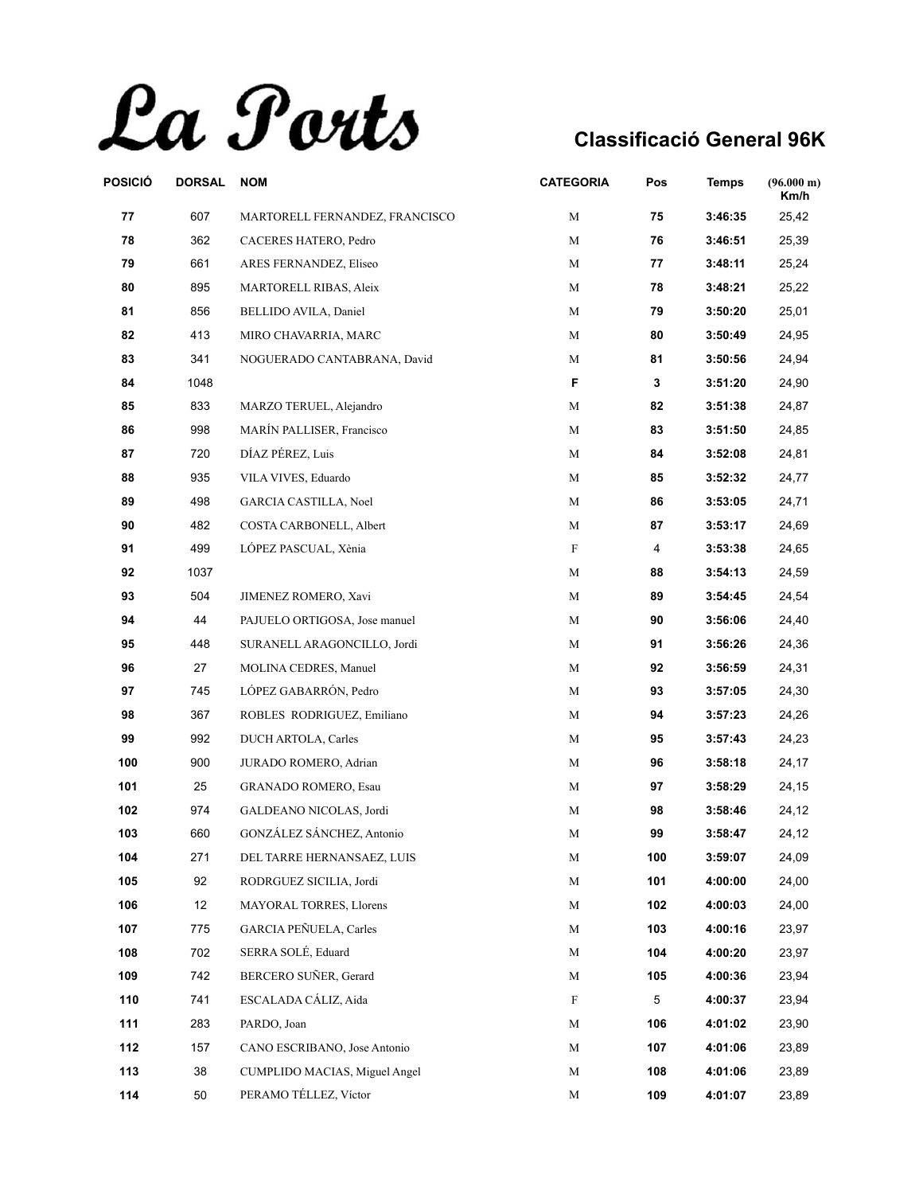# La Ports

## Classificació General 96K

| POSICIÓ | DORSAL | NOM | CATEGORIA | Pos | Temps | (96.000 m) Km/h |
|---|---|---|---|---|---|---|
| 77 | 607 | MARTORELL FERNANDEZ, FRANCISCO | M | 75 | 3:46:35 | 25,42 |
| 78 | 362 | CACERES HATERO, Pedro | M | 76 | 3:46:51 | 25,39 |
| 79 | 661 | ARES FERNANDEZ, Eliseo | M | 77 | 3:48:11 | 25,24 |
| 80 | 895 | MARTORELL RIBAS, Aleix | M | 78 | 3:48:21 | 25,22 |
| 81 | 856 | BELLIDO AVILA, Daniel | M | 79 | 3:50:20 | 25,01 |
| 82 | 413 | MIRO CHAVARRIA, MARC | M | 80 | 3:50:49 | 24,95 |
| 83 | 341 | NOGUERADO CANTABRANA, David | M | 81 | 3:50:56 | 24,94 |
| 84 | 1048 | | F | 3 | 3:51:20 | 24,90 |
| 85 | 833 | MARZO TERUEL, Alejandro | M | 82 | 3:51:38 | 24,87 |
| 86 | 998 | MARÍN PALLISER, Francisco | M | 83 | 3:51:50 | 24,85 |
| 87 | 720 | DÍAZ PÉREZ, Luis | M | 84 | 3:52:08 | 24,81 |
| 88 | 935 | VILA VIVES, Eduardo | M | 85 | 3:52:32 | 24,77 |
| 89 | 498 | GARCIA CASTILLA, Noel | M | 86 | 3:53:05 | 24,71 |
| 90 | 482 | COSTA CARBONELL, Albert | M | 87 | 3:53:17 | 24,69 |
| 91 | 499 | LÓPEZ PASCUAL, Xènia | F | 4 | 3:53:38 | 24,65 |
| 92 | 1037 | | M | 88 | 3:54:13 | 24,59 |
| 93 | 504 | JIMENEZ ROMERO, Xavi | M | 89 | 3:54:45 | 24,54 |
| 94 | 44 | PAJUELO ORTIGOSA, Jose manuel | M | 90 | 3:56:06 | 24,40 |
| 95 | 448 | SURANELL ARAGONCILLO, Jordi | M | 91 | 3:56:26 | 24,36 |
| 96 | 27 | MOLINA CEDRES, Manuel | M | 92 | 3:56:59 | 24,31 |
| 97 | 745 | LÓPEZ GABARRÓN, Pedro | M | 93 | 3:57:05 | 24,30 |
| 98 | 367 | ROBLES RODRIGUEZ, Emiliano | M | 94 | 3:57:23 | 24,26 |
| 99 | 992 | DUCH ARTOLA, Carles | M | 95 | 3:57:43 | 24,23 |
| 100 | 900 | JURADO ROMERO, Adrian | M | 96 | 3:58:18 | 24,17 |
| 101 | 25 | GRANADO ROMERO, Esau | M | 97 | 3:58:29 | 24,15 |
| 102 | 974 | GALDEANO NICOLAS, Jordi | M | 98 | 3:58:46 | 24,12 |
| 103 | 660 | GONZÁLEZ SÁNCHEZ, Antonio | M | 99 | 3:58:47 | 24,12 |
| 104 | 271 | DEL TARRE HERNANSAEZ, LUIS | M | 100 | 3:59:07 | 24,09 |
| 105 | 92 | RODRGUEZ SICILIA, Jordi | M | 101 | 4:00:00 | 24,00 |
| 106 | 12 | MAYORAL TORRES, Llorens | M | 102 | 4:00:03 | 24,00 |
| 107 | 775 | GARCIA PEÑUELA, Carles | M | 103 | 4:00:16 | 23,97 |
| 108 | 702 | SERRA SOLÉ, Eduard | M | 104 | 4:00:20 | 23,97 |
| 109 | 742 | BERCERO SUÑER, Gerard | M | 105 | 4:00:36 | 23,94 |
| 110 | 741 | ESCALADA CÁLIZ, Aida | F | 5 | 4:00:37 | 23,94 |
| 111 | 283 | PARDO, Joan | M | 106 | 4:01:02 | 23,90 |
| 112 | 157 | CANO ESCRIBANO, Jose Antonio | M | 107 | 4:01:06 | 23,89 |
| 113 | 38 | CUMPLIDO MACIAS, Miguel Angel | M | 108 | 4:01:06 | 23,89 |
| 114 | 50 | PERAMO TÉLLEZ, Víctor | M | 109 | 4:01:07 | 23,89 |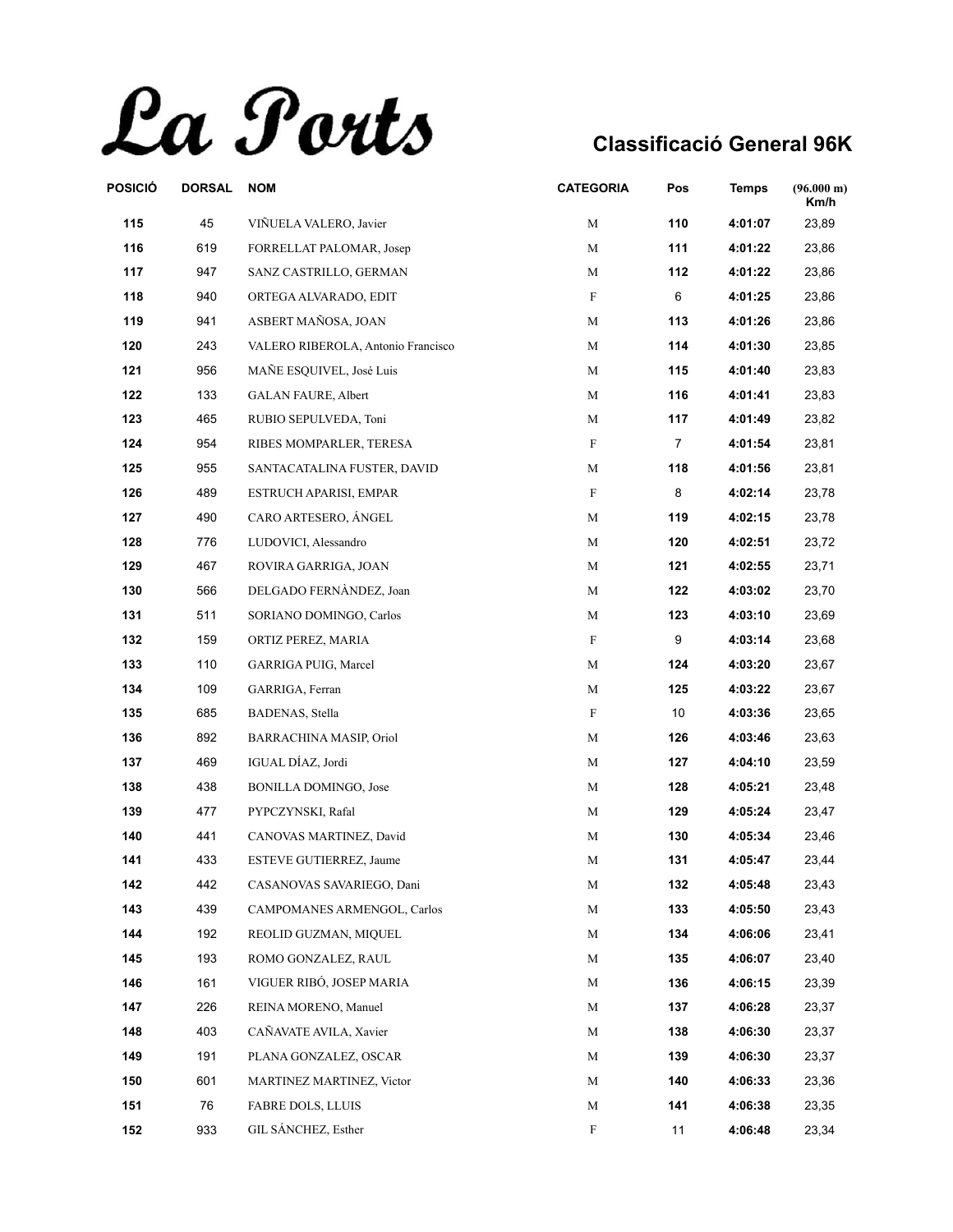# La Ports

## Classificació General 96K

| POSICIÓ | DORSAL | NOM | CATEGORIA | Pos | Temps | (96.000 m) Km/h |
|---|---|---|---|---|---|---|
| 115 | 45 | VIÑUELA VALERO, Javier | M | 110 | 4:01:07 | 23,89 |
| 116 | 619 | FORRELLAT PALOMAR, Josep | M | 111 | 4:01:22 | 23,86 |
| 117 | 947 | SANZ CASTRILLO, GERMAN | M | 112 | 4:01:22 | 23,86 |
| 118 | 940 | ORTEGA ALVARADO, EDIT | F | 6 | 4:01:25 | 23,86 |
| 119 | 941 | ASBERT MAÑOSA, JOAN | M | 113 | 4:01:26 | 23,86 |
| 120 | 243 | VALERO RIBEROLA, Antonio Francisco | M | 114 | 4:01:30 | 23,85 |
| 121 | 956 | MAÑE ESQUIVEL, José Luis | M | 115 | 4:01:40 | 23,83 |
| 122 | 133 | GALAN FAURE, Albert | M | 116 | 4:01:41 | 23,83 |
| 123 | 465 | RUBIO SEPULVEDA, Toni | M | 117 | 4:01:49 | 23,82 |
| 124 | 954 | RIBES MOMPARLER, TERESA | F | 7 | 4:01:54 | 23,81 |
| 125 | 955 | SANTACATALINA FUSTER, DAVID | M | 118 | 4:01:56 | 23,81 |
| 126 | 489 | ESTRUCH APARISI, EMPAR | F | 8 | 4:02:14 | 23,78 |
| 127 | 490 | CARO ARTESERO, ÁNGEL | M | 119 | 4:02:15 | 23,78 |
| 128 | 776 | LUDOVICI, Alessandro | M | 120 | 4:02:51 | 23,72 |
| 129 | 467 | ROVIRA GARRIGA, JOAN | M | 121 | 4:02:55 | 23,71 |
| 130 | 566 | DELGADO FERNÀNDEZ, Joan | M | 122 | 4:03:02 | 23,70 |
| 131 | 511 | SORIANO DOMINGO, Carlos | M | 123 | 4:03:10 | 23,69 |
| 132 | 159 | ORTIZ PEREZ, MARIA | F | 9 | 4:03:14 | 23,68 |
| 133 | 110 | GARRIGA PUIG, Marcel | M | 124 | 4:03:20 | 23,67 |
| 134 | 109 | GARRIGA, Ferran | M | 125 | 4:03:22 | 23,67 |
| 135 | 685 | BADENAS, Stella | F | 10 | 4:03:36 | 23,65 |
| 136 | 892 | BARRACHINA MASIP, Oriol | M | 126 | 4:03:46 | 23,63 |
| 137 | 469 | IGUAL DÍAZ, Jordi | M | 127 | 4:04:10 | 23,59 |
| 138 | 438 | BONILLA DOMINGO, Jose | M | 128 | 4:05:21 | 23,48 |
| 139 | 477 | PYPCZYNSKI, Rafal | M | 129 | 4:05:24 | 23,47 |
| 140 | 441 | CANOVAS MARTINEZ, David | M | 130 | 4:05:34 | 23,46 |
| 141 | 433 | ESTEVE GUTIERREZ, Jaume | M | 131 | 4:05:47 | 23,44 |
| 142 | 442 | CASANOVAS SAVARIEGO, Dani | M | 132 | 4:05:48 | 23,43 |
| 143 | 439 | CAMPOMANES ARMENGOL, Carlos | M | 133 | 4:05:50 | 23,43 |
| 144 | 192 | REOLID GUZMAN, MIQUEL | M | 134 | 4:06:06 | 23,41 |
| 145 | 193 | ROMO GONZALEZ, RAUL | M | 135 | 4:06:07 | 23,40 |
| 146 | 161 | VIGUER RIBÓ, JOSEP MARIA | M | 136 | 4:06:15 | 23,39 |
| 147 | 226 | REINA MORENO, Manuel | M | 137 | 4:06:28 | 23,37 |
| 148 | 403 | CAÑAVATE AVILA, Xavier | M | 138 | 4:06:30 | 23,37 |
| 149 | 191 | PLANA GONZALEZ, OSCAR | M | 139 | 4:06:30 | 23,37 |
| 150 | 601 | MARTINEZ MARTINEZ, Victor | M | 140 | 4:06:33 | 23,36 |
| 151 | 76 | FABRE DOLS, LLUIS | M | 141 | 4:06:38 | 23,35 |
| 152 | 933 | GIL SÁNCHEZ, Esther | F | 11 | 4:06:48 | 23,34 |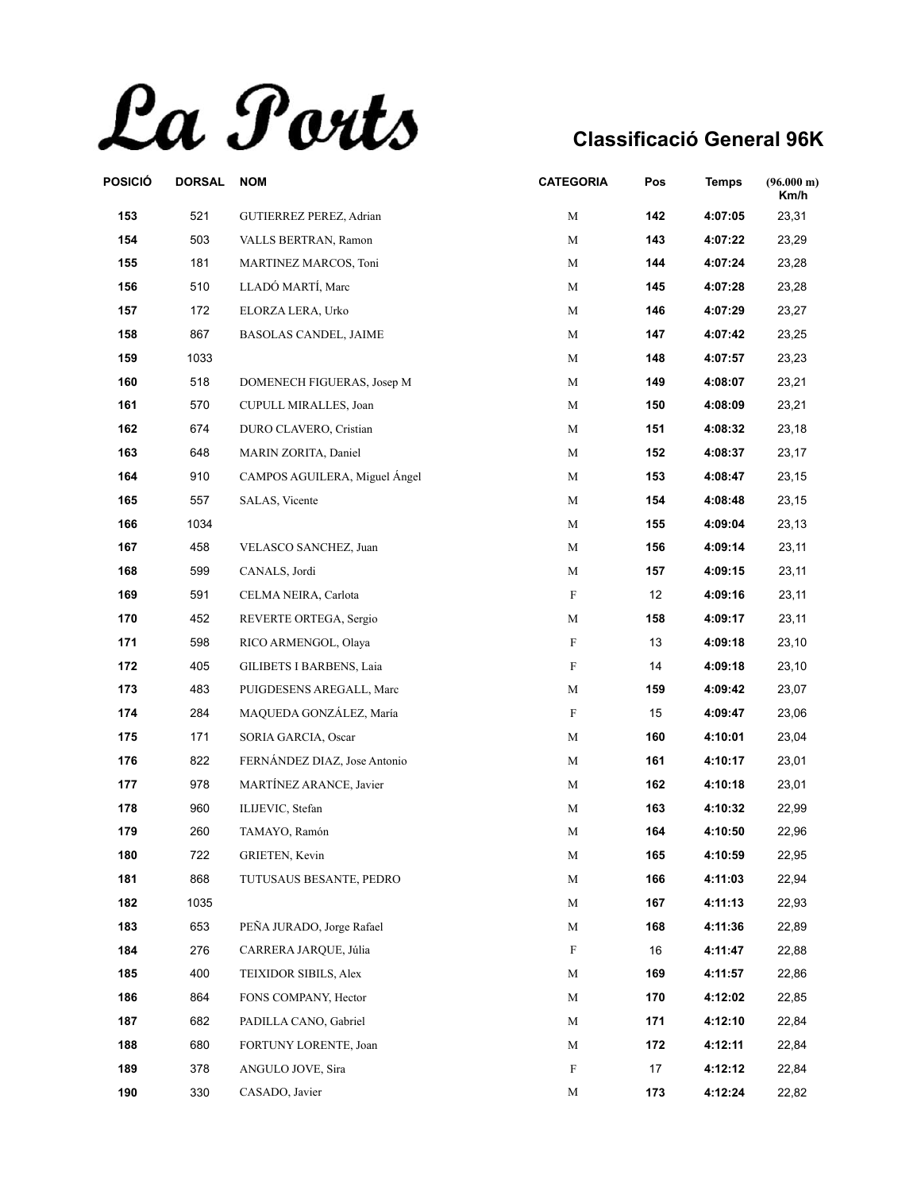# La Ports

## Classificació General 96K

| POSICIÓ | DORSAL | NOM | CATEGORIA | Pos | Temps | (96.000 m) Km/h |
|---|---|---|---|---|---|---|
| 153 | 521 | GUTIERREZ PEREZ, Adrian | M | 142 | 4:07:05 | 23,31 |
| 154 | 503 | VALLS BERTRAN, Ramon | M | 143 | 4:07:22 | 23,29 |
| 155 | 181 | MARTINEZ MARCOS, Toni | M | 144 | 4:07:24 | 23,28 |
| 156 | 510 | LLADÓ MARTÍ, Marc | M | 145 | 4:07:28 | 23,28 |
| 157 | 172 | ELORZA LERA, Urko | M | 146 | 4:07:29 | 23,27 |
| 158 | 867 | BASOLAS CANDEL, JAIME | M | 147 | 4:07:42 | 23,25 |
| 159 | 1033 | | M | 148 | 4:07:57 | 23,23 |
| 160 | 518 | DOMENECH FIGUERAS, Josep M | M | 149 | 4:08:07 | 23,21 |
| 161 | 570 | CUPULL MIRALLES, Joan | M | 150 | 4:08:09 | 23,21 |
| 162 | 674 | DURO CLAVERO, Cristian | M | 151 | 4:08:32 | 23,18 |
| 163 | 648 | MARIN ZORITA, Daniel | M | 152 | 4:08:37 | 23,17 |
| 164 | 910 | CAMPOS AGUILERA, Miguel Ángel | M | 153 | 4:08:47 | 23,15 |
| 165 | 557 | SALAS, Vicente | M | 154 | 4:08:48 | 23,15 |
| 166 | 1034 | | M | 155 | 4:09:04 | 23,13 |
| 167 | 458 | VELASCO SANCHEZ, Juan | M | 156 | 4:09:14 | 23,11 |
| 168 | 599 | CANALS, Jordi | M | 157 | 4:09:15 | 23,11 |
| 169 | 591 | CELMA NEIRA, Carlota | F | 12 | 4:09:16 | 23,11 |
| 170 | 452 | REVERTE ORTEGA, Sergio | M | 158 | 4:09:17 | 23,11 |
| 171 | 598 | RICO ARMENGOL, Olaya | F | 13 | 4:09:18 | 23,10 |
| 172 | 405 | GILIBETS I BARBENS, Laia | F | 14 | 4:09:18 | 23,10 |
| 173 | 483 | PUIGDESENS AREGALL, Marc | M | 159 | 4:09:42 | 23,07 |
| 174 | 284 | MAQUEDA GONZÁLEZ, María | F | 15 | 4:09:47 | 23,06 |
| 175 | 171 | SORIA GARCIA, Oscar | M | 160 | 4:10:01 | 23,04 |
| 176 | 822 | FERNÁNDEZ DIAZ, Jose Antonio | M | 161 | 4:10:17 | 23,01 |
| 177 | 978 | MARTÍNEZ ARANCE, Javier | M | 162 | 4:10:18 | 23,01 |
| 178 | 960 | ILIJEVIC, Stefan | M | 163 | 4:10:32 | 22,99 |
| 179 | 260 | TAMAYO, Ramón | M | 164 | 4:10:50 | 22,96 |
| 180 | 722 | GRIETEN, Kevin | M | 165 | 4:10:59 | 22,95 |
| 181 | 868 | TUTUSAUS BESANTE, PEDRO | M | 166 | 4:11:03 | 22,94 |
| 182 | 1035 | | M | 167 | 4:11:13 | 22,93 |
| 183 | 653 | PEÑA JURADO, Jorge Rafael | M | 168 | 4:11:36 | 22,89 |
| 184 | 276 | CARRERA JARQUE, Júlia | F | 16 | 4:11:47 | 22,88 |
| 185 | 400 | TEIXIDOR SIBILS, Alex | M | 169 | 4:11:57 | 22,86 |
| 186 | 864 | FONS COMPANY, Hector | M | 170 | 4:12:02 | 22,85 |
| 187 | 682 | PADILLA CANO, Gabriel | M | 171 | 4:12:10 | 22,84 |
| 188 | 680 | FORTUNY LORENTE, Joan | M | 172 | 4:12:11 | 22,84 |
| 189 | 378 | ANGULO JOVE, Sira | F | 17 | 4:12:12 | 22,84 |
| 190 | 330 | CASADO, Javier | M | 173 | 4:12:24 | 22,82 |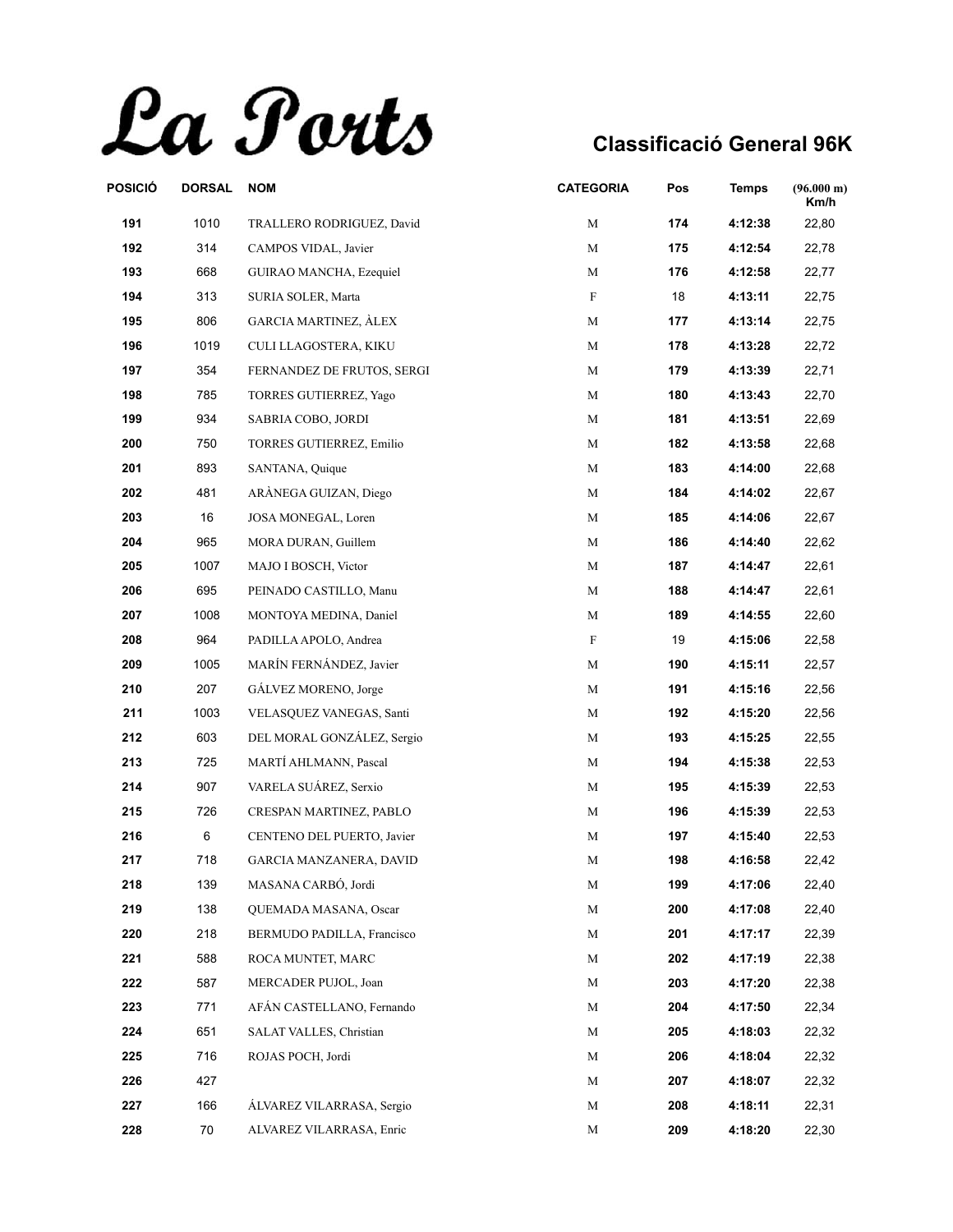# La Ports

## Classificació General 96K

| POSICIÓ | DORSAL | NOM | CATEGORIA | Pos | Temps | (96.000 m) Km/h |
|---|---|---|---|---|---|---|
| 191 | 1010 | TRALLERO RODRIGUEZ, David | M | 174 | 4:12:38 | 22,80 |
| 192 | 314 | CAMPOS VIDAL, Javier | M | 175 | 4:12:54 | 22,78 |
| 193 | 668 | GUIRAO MANCHA, Ezequiel | M | 176 | 4:12:58 | 22,77 |
| 194 | 313 | SURIA SOLER, Marta | F | 18 | 4:13:11 | 22,75 |
| 195 | 806 | GARCIA MARTINEZ, ÀLEX | M | 177 | 4:13:14 | 22,75 |
| 196 | 1019 | CULI LLAGOSTERA, KIKU | M | 178 | 4:13:28 | 22,72 |
| 197 | 354 | FERNANDEZ DE FRUTOS, SERGI | M | 179 | 4:13:39 | 22,71 |
| 198 | 785 | TORRES GUTIERREZ, Yago | M | 180 | 4:13:43 | 22,70 |
| 199 | 934 | SABRIA COBO, JORDI | M | 181 | 4:13:51 | 22,69 |
| 200 | 750 | TORRES GUTIERREZ, Emilio | M | 182 | 4:13:58 | 22,68 |
| 201 | 893 | SANTANA, Quique | M | 183 | 4:14:00 | 22,68 |
| 202 | 481 | ARÀNEGA GUIZAN, Diego | M | 184 | 4:14:02 | 22,67 |
| 203 | 16 | JOSA MONEGAL, Loren | M | 185 | 4:14:06 | 22,67 |
| 204 | 965 | MORA DURAN, Guillem | M | 186 | 4:14:40 | 22,62 |
| 205 | 1007 | MAJO I BOSCH, Victor | M | 187 | 4:14:47 | 22,61 |
| 206 | 695 | PEINADO CASTILLO, Manu | M | 188 | 4:14:47 | 22,61 |
| 207 | 1008 | MONTOYA MEDINA, Daniel | M | 189 | 4:14:55 | 22,60 |
| 208 | 964 | PADILLA APOLO, Andrea | F | 19 | 4:15:06 | 22,58 |
| 209 | 1005 | MARÍN FERNÁNDEZ, Javier | M | 190 | 4:15:11 | 22,57 |
| 210 | 207 | GÁLVEZ MORENO, Jorge | M | 191 | 4:15:16 | 22,56 |
| 211 | 1003 | VELASQUEZ VANEGAS, Santi | M | 192 | 4:15:20 | 22,56 |
| 212 | 603 | DEL MORAL GONZÁLEZ, Sergio | M | 193 | 4:15:25 | 22,55 |
| 213 | 725 | MARTÍ AHLMANN, Pascal | M | 194 | 4:15:38 | 22,53 |
| 214 | 907 | VARELA SUÁREZ, Serxio | M | 195 | 4:15:39 | 22,53 |
| 215 | 726 | CRESPAN MARTINEZ, PABLO | M | 196 | 4:15:39 | 22,53 |
| 216 | 6 | CENTENO DEL PUERTO, Javier | M | 197 | 4:15:40 | 22,53 |
| 217 | 718 | GARCIA MANZANERA, DAVID | M | 198 | 4:16:58 | 22,42 |
| 218 | 139 | MASANA CARBÓ, Jordi | M | 199 | 4:17:06 | 22,40 |
| 219 | 138 | QUEMADA MASANA, Oscar | M | 200 | 4:17:08 | 22,40 |
| 220 | 218 | BERMUDO PADILLA, Francisco | M | 201 | 4:17:17 | 22,39 |
| 221 | 588 | ROCA MUNTET, MARC | M | 202 | 4:17:19 | 22,38 |
| 222 | 587 | MERCADER PUJOL, Joan | M | 203 | 4:17:20 | 22,38 |
| 223 | 771 | AFÁN CASTELLANO, Fernando | M | 204 | 4:17:50 | 22,34 |
| 224 | 651 | SALAT VALLES, Christian | M | 205 | 4:18:03 | 22,32 |
| 225 | 716 | ROJAS POCH, Jordi | M | 206 | 4:18:04 | 22,32 |
| 226 | 427 | | M | 207 | 4:18:07 | 22,32 |
| 227 | 166 | ÁLVAREZ VILARRASA, Sergio | M | 208 | 4:18:11 | 22,31 |
| 228 | 70 | ALVAREZ VILARRASA, Enric | M | 209 | 4:18:20 | 22,30 |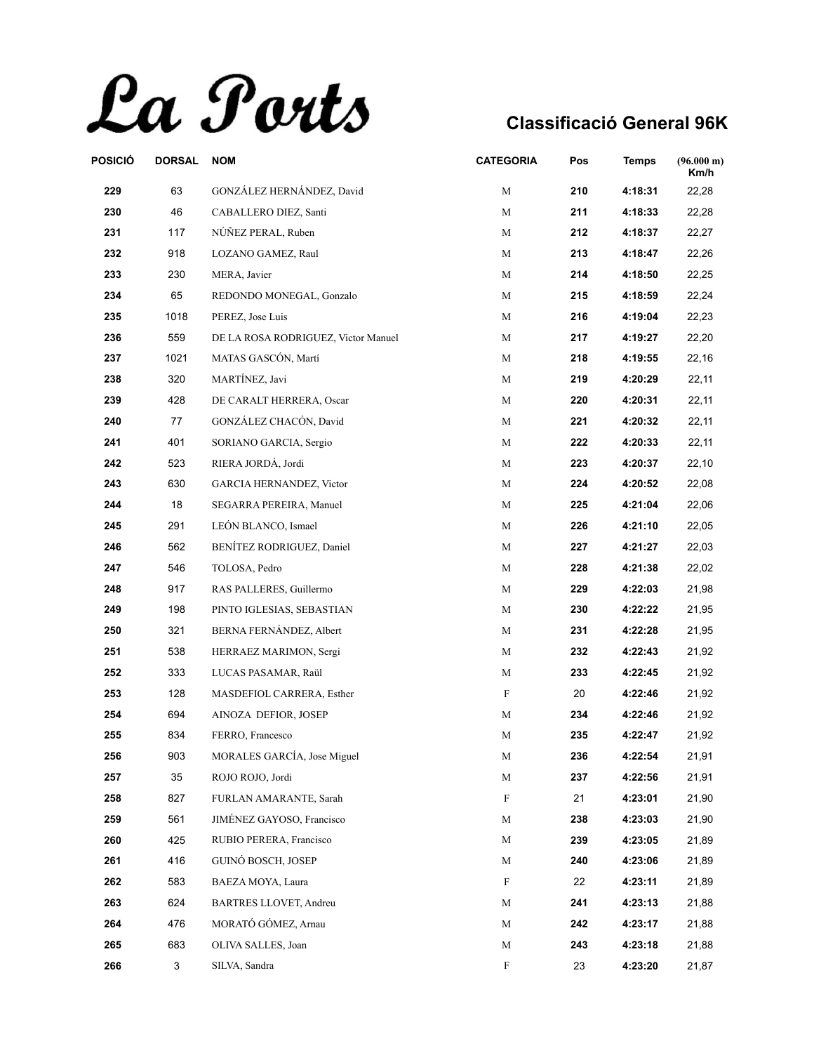# La Ports

## Classificació General 96K

| POSICIÓ | DORSAL | NOM | CATEGORIA | Pos | Temps | (96.000 m) Km/h |
|---|---|---|---|---|---|---|
| 229 | 63 | GONZÁLEZ HERNÁNDEZ, David | M | 210 | 4:18:31 | 22,28 |
| 230 | 46 | CABALLERO DIEZ, Santi | M | 211 | 4:18:33 | 22,28 |
| 231 | 117 | NÚÑEZ PERAL, Ruben | M | 212 | 4:18:37 | 22,27 |
| 232 | 918 | LOZANO GAMEZ, Raul | M | 213 | 4:18:47 | 22,26 |
| 233 | 230 | MERA, Javier | M | 214 | 4:18:50 | 22,25 |
| 234 | 65 | REDONDO MONEGAL, Gonzalo | M | 215 | 4:18:59 | 22,24 |
| 235 | 1018 | PEREZ, Jose Luis | M | 216 | 4:19:04 | 22,23 |
| 236 | 559 | DE LA ROSA RODRIGUEZ, Victor Manuel | M | 217 | 4:19:27 | 22,20 |
| 237 | 1021 | MATAS GASCÓN, Martí | M | 218 | 4:19:55 | 22,16 |
| 238 | 320 | MARTÍNEZ, Javi | M | 219 | 4:20:29 | 22,11 |
| 239 | 428 | DE CARALT HERRERA, Oscar | M | 220 | 4:20:31 | 22,11 |
| 240 | 77 | GONZÁLEZ CHACÓN, David | M | 221 | 4:20:32 | 22,11 |
| 241 | 401 | SORIANO GARCIA, Sergio | M | 222 | 4:20:33 | 22,11 |
| 242 | 523 | RIERA JORDÀ, Jordi | M | 223 | 4:20:37 | 22,10 |
| 243 | 630 | GARCIA HERNANDEZ, Victor | M | 224 | 4:20:52 | 22,08 |
| 244 | 18 | SEGARRA PEREIRA, Manuel | M | 225 | 4:21:04 | 22,06 |
| 245 | 291 | LEÓN BLANCO, Ismael | M | 226 | 4:21:10 | 22,05 |
| 246 | 562 | BENÍTEZ RODRIGUEZ, Daniel | M | 227 | 4:21:27 | 22,03 |
| 247 | 546 | TOLOSA, Pedro | M | 228 | 4:21:38 | 22,02 |
| 248 | 917 | RAS PALLERES, Guillermo | M | 229 | 4:22:03 | 21,98 |
| 249 | 198 | PINTO IGLESIAS, SEBASTIAN | M | 230 | 4:22:22 | 21,95 |
| 250 | 321 | BERNA FERNÁNDEZ, Albert | M | 231 | 4:22:28 | 21,95 |
| 251 | 538 | HERRAEZ MARIMON, Sergi | M | 232 | 4:22:43 | 21,92 |
| 252 | 333 | LUCAS PASAMAR, Raül | M | 233 | 4:22:45 | 21,92 |
| 253 | 128 | MASDEFIOL CARRERA, Esther | F | 20 | 4:22:46 | 21,92 |
| 254 | 694 | AINOZA DEFIOR, JOSEP | M | 234 | 4:22:46 | 21,92 |
| 255 | 834 | FERRO, Francesco | M | 235 | 4:22:47 | 21,92 |
| 256 | 903 | MORALES GARCÍA, Jose Miguel | M | 236 | 4:22:54 | 21,91 |
| 257 | 35 | ROJO ROJO, Jordi | M | 237 | 4:22:56 | 21,91 |
| 258 | 827 | FURLAN AMARANTE, Sarah | F | 21 | 4:23:01 | 21,90 |
| 259 | 561 | JIMÉNEZ GAYOSO, Francisco | M | 238 | 4:23:03 | 21,90 |
| 260 | 425 | RUBIO PERERA, Francisco | M | 239 | 4:23:05 | 21,89 |
| 261 | 416 | GUINÓ BOSCH, JOSEP | M | 240 | 4:23:06 | 21,89 |
| 262 | 583 | BAEZA MOYA, Laura | F | 22 | 4:23:11 | 21,89 |
| 263 | 624 | BARTRES LLOVET, Andreu | M | 241 | 4:23:13 | 21,88 |
| 264 | 476 | MORATÓ GÓMEZ, Arnau | M | 242 | 4:23:17 | 21,88 |
| 265 | 683 | OLIVA SALLES, Joan | M | 243 | 4:23:18 | 21,88 |
| 266 | 3 | SILVA, Sandra | F | 23 | 4:23:20 | 21,87 |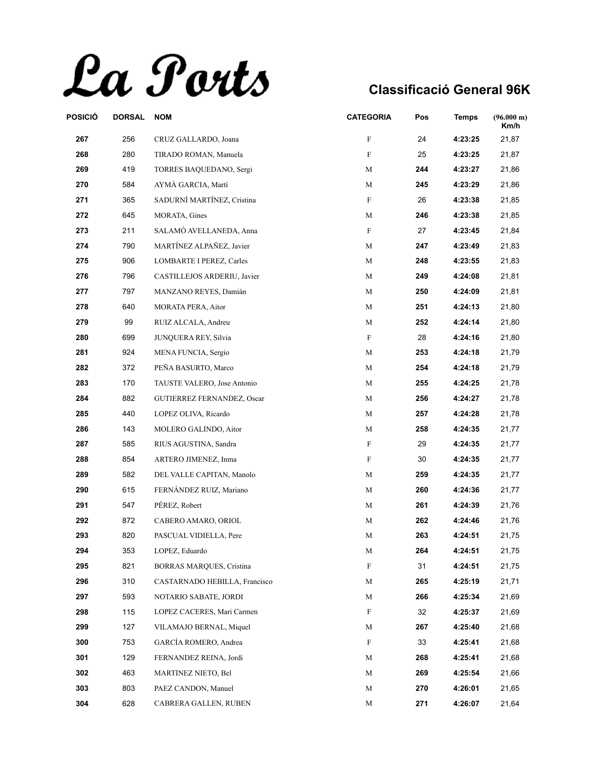# La Ports

## Classificació General 96K

| POSICIÓ | DORSAL | NOM | CATEGORIA | Pos | Temps | (96.000 m) Km/h |
|---|---|---|---|---|---|---|
| **267** | 256 | CRUZ GALLARDO, Joana | F | 24 | **4:23:25** | 21,87 |
| **268** | 280 | TIRADO ROMAN, Manuela | F | 25 | **4:23:25** | 21,87 |
| **269** | 419 | TORRES BAQUEDANO, Sergi | M | **244** | **4:23:27** | 21,86 |
| **270** | 584 | AYMÀ GARCIA, Martí | M | **245** | **4:23:29** | 21,86 |
| **271** | 365 | SADURNÍ MARTÍNEZ, Cristina | F | 26 | **4:23:38** | 21,85 |
| **272** | 645 | MORATA, Gines | M | **246** | **4:23:38** | 21,85 |
| **273** | 211 | SALAMÓ AVELLANEDA, Anna | F | 27 | **4:23:45** | 21,84 |
| **274** | 790 | MARTÍNEZ ALPAÑEZ, Javier | M | **247** | **4:23:49** | 21,83 |
| **275** | 906 | LOMBARTE I PEREZ, Carles | M | **248** | **4:23:55** | 21,83 |
| **276** | 796 | CASTILLEJOS ARDERIU, Javier | M | **249** | **4:24:08** | 21,81 |
| **277** | 797 | MANZANO REYES, Damián | M | **250** | **4:24:09** | 21,81 |
| **278** | 640 | MORATA PERA, Aitor | M | **251** | **4:24:13** | 21,80 |
| **279** | 99 | RUIZ ALCALA, Andreu | M | **252** | **4:24:14** | 21,80 |
| **280** | 699 | JUNQUERA REY, Silvia | F | 28 | **4:24:16** | 21,80 |
| **281** | 924 | MENA FUNCIA, Sergio | M | **253** | **4:24:18** | 21,79 |
| **282** | 372 | PEÑA BASURTO, Marco | M | **254** | **4:24:18** | 21,79 |
| **283** | 170 | TAUSTE VALERO, Jose Antonio | M | **255** | **4:24:25** | 21,78 |
| **284** | 882 | GUTIERREZ FERNANDEZ, Oscar | M | **256** | **4:24:27** | 21,78 |
| **285** | 440 | LOPEZ OLIVA, Ricardo | M | **257** | **4:24:28** | 21,78 |
| **286** | 143 | MOLERO GALINDO, Aitor | M | **258** | **4:24:35** | 21,77 |
| **287** | 585 | RIUS AGUSTINA, Sandra | F | 29 | **4:24:35** | 21,77 |
| **288** | 854 | ARTERO JIMENEZ, Inma | F | 30 | **4:24:35** | 21,77 |
| **289** | 582 | DEL VALLE CAPITAN, Manolo | M | **259** | **4:24:35** | 21,77 |
| **290** | 615 | FERNÁNDEZ RUIZ, Mariano | M | **260** | **4:24:36** | 21,77 |
| **291** | 547 | PÉREZ, Robert | M | **261** | **4:24:39** | 21,76 |
| **292** | 872 | CABERO AMARO, ORIOL | M | **262** | **4:24:46** | 21,76 |
| **293** | 820 | PASCUAL VIDIELLA, Pere | M | **263** | **4:24:51** | 21,75 |
| **294** | 353 | LOPEZ, Eduardo | M | **264** | **4:24:51** | 21,75 |
| **295** | 821 | BORRAS MARQUES, Cristina | F | 31 | **4:24:51** | 21,75 |
| **296** | 310 | CASTARNADO HEBILLA, Francisco | M | **265** | **4:25:19** | 21,71 |
| **297** | 593 | NOTARIO SABATE, JORDI | M | **266** | **4:25:34** | 21,69 |
| **298** | 115 | LOPEZ CACERES, Mari Carmen | F | 32 | **4:25:37** | 21,69 |
| **299** | 127 | VILAMAJO BERNAL, Miquel | M | **267** | **4:25:40** | 21,68 |
| **300** | 753 | GARCÍA ROMERO, Andrea | F | 33 | **4:25:41** | 21,68 |
| **301** | 129 | FERNANDEZ REINA, Jordi | M | **268** | **4:25:41** | 21,68 |
| **302** | 463 | MARTINEZ NIETO, Bel | M | **269** | **4:25:54** | 21,66 |
| **303** | 803 | PAEZ CANDON, Manuel | M | **270** | **4:26:01** | 21,65 |
| **304** | 628 | CABRERA GALLEN, RUBEN | M | **271** | **4:26:07** | 21,64 |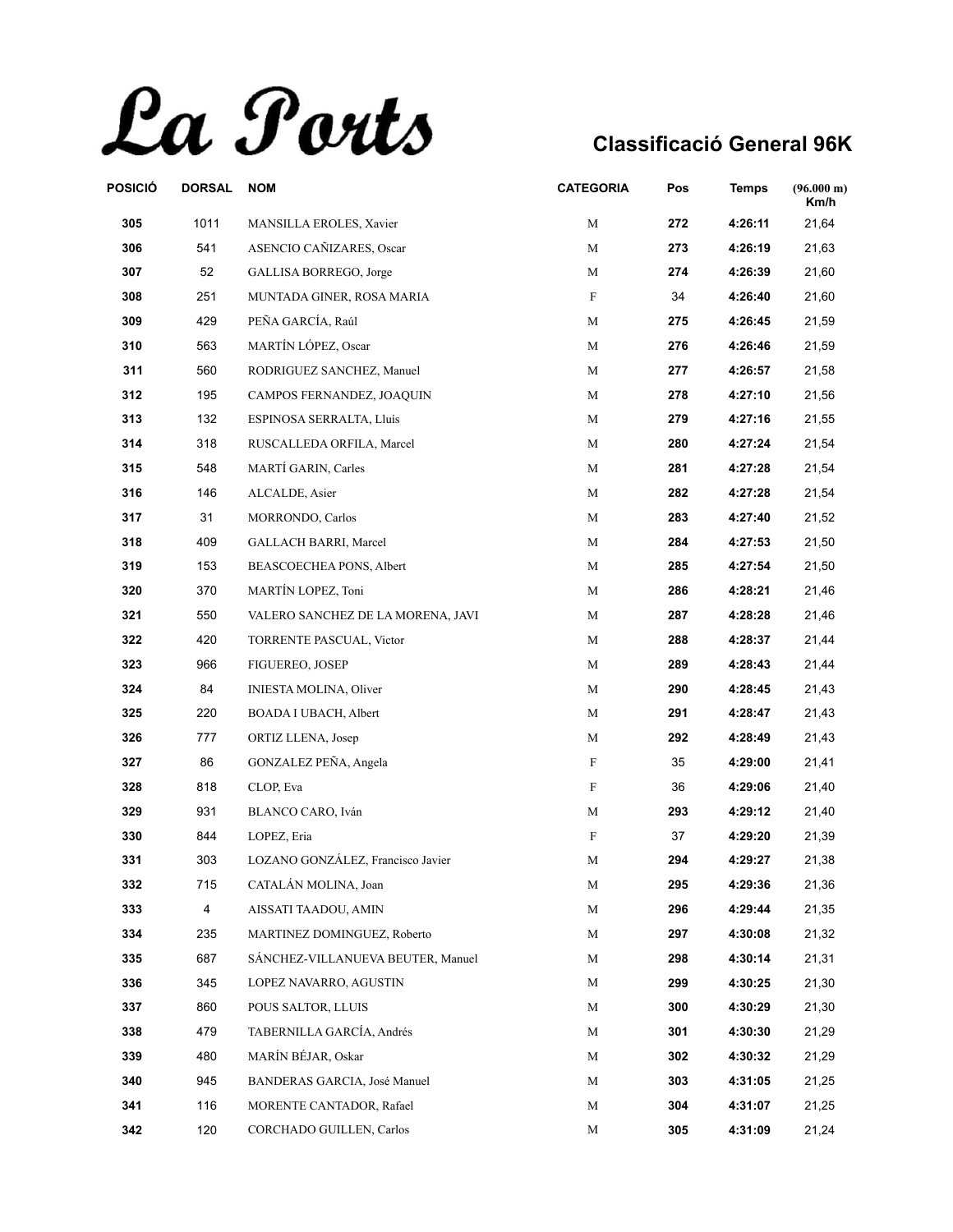# La Ports

## Classificació General 96K

| POSICIÓ | DORSAL | NOM | CATEGORIA | Pos | Temps | (96.000 m) Km/h |
|---|---|---|---|---|---|---|
| 305 | 1011 | MANSILLA EROLES, Xavier | M | 272 | 4:26:11 | 21,64 |
| 306 | 541 | ASENCIO CAÑIZARES, Oscar | M | 273 | 4:26:19 | 21,63 |
| 307 | 52 | GALLISA BORREGO, Jorge | M | 274 | 4:26:39 | 21,60 |
| 308 | 251 | MUNTADA GINER, ROSA MARIA | F | 34 | 4:26:40 | 21,60 |
| 309 | 429 | PEÑA GARCÍA, Raúl | M | 275 | 4:26:45 | 21,59 |
| 310 | 563 | MARTÍN LÓPEZ, Oscar | M | 276 | 4:26:46 | 21,59 |
| 311 | 560 | RODRIGUEZ SANCHEZ, Manuel | M | 277 | 4:26:57 | 21,58 |
| 312 | 195 | CAMPOS FERNANDEZ, JOAQUIN | M | 278 | 4:27:10 | 21,56 |
| 313 | 132 | ESPINOSA SERRALTA, Lluís | M | 279 | 4:27:16 | 21,55 |
| 314 | 318 | RUSCALLEDA ORFILA, Marcel | M | 280 | 4:27:24 | 21,54 |
| 315 | 548 | MARTÍ GARIN, Carles | M | 281 | 4:27:28 | 21,54 |
| 316 | 146 | ALCALDE, Asier | M | 282 | 4:27:28 | 21,54 |
| 317 | 31 | MORRONDO, Carlos | M | 283 | 4:27:40 | 21,52 |
| 318 | 409 | GALLACH BARRI, Marcel | M | 284 | 4:27:53 | 21,50 |
| 319 | 153 | BEASCOECHEA PONS, Albert | M | 285 | 4:27:54 | 21,50 |
| 320 | 370 | MARTÍN LOPEZ, Toni | M | 286 | 4:28:21 | 21,46 |
| 321 | 550 | VALERO SANCHEZ DE LA MORENA, JAVI | M | 287 | 4:28:28 | 21,46 |
| 322 | 420 | TORRENTE PASCUAL, Victor | M | 288 | 4:28:37 | 21,44 |
| 323 | 966 | FIGUEREO, JOSEP | M | 289 | 4:28:43 | 21,44 |
| 324 | 84 | INIESTA MOLINA, Oliver | M | 290 | 4:28:45 | 21,43 |
| 325 | 220 | BOADA I UBACH, Albert | M | 291 | 4:28:47 | 21,43 |
| 326 | 777 | ORTIZ LLENA, Josep | M | 292 | 4:28:49 | 21,43 |
| 327 | 86 | GONZALEZ PEÑA, Angela | F | 35 | 4:29:00 | 21,41 |
| 328 | 818 | CLOP, Eva | F | 36 | 4:29:06 | 21,40 |
| 329 | 931 | BLANCO CARO, Iván | M | 293 | 4:29:12 | 21,40 |
| 330 | 844 | LOPEZ, Eria | F | 37 | 4:29:20 | 21,39 |
| 331 | 303 | LOZANO GONZÁLEZ, Francisco Javier | M | 294 | 4:29:27 | 21,38 |
| 332 | 715 | CATALÁN MOLINA, Joan | M | 295 | 4:29:36 | 21,36 |
| 333 | 4 | AISSATI TAADOU, AMIN | M | 296 | 4:29:44 | 21,35 |
| 334 | 235 | MARTINEZ DOMINGUEZ, Roberto | M | 297 | 4:30:08 | 21,32 |
| 335 | 687 | SÁNCHEZ-VILLANUEVA BEUTER, Manuel | M | 298 | 4:30:14 | 21,31 |
| 336 | 345 | LOPEZ NAVARRO, AGUSTIN | M | 299 | 4:30:25 | 21,30 |
| 337 | 860 | POUS SALTOR, LLUIS | M | 300 | 4:30:29 | 21,30 |
| 338 | 479 | TABERNILLA GARCÍA, Andrés | M | 301 | 4:30:30 | 21,29 |
| 339 | 480 | MARÍN BÉJAR, Oskar | M | 302 | 4:30:32 | 21,29 |
| 340 | 945 | BANDERAS GARCIA, José Manuel | M | 303 | 4:31:05 | 21,25 |
| 341 | 116 | MORENTE CANTADOR, Rafael | M | 304 | 4:31:07 | 21,25 |
| 342 | 120 | CORCHADO GUILLEN, Carlos | M | 305 | 4:31:09 | 21,24 |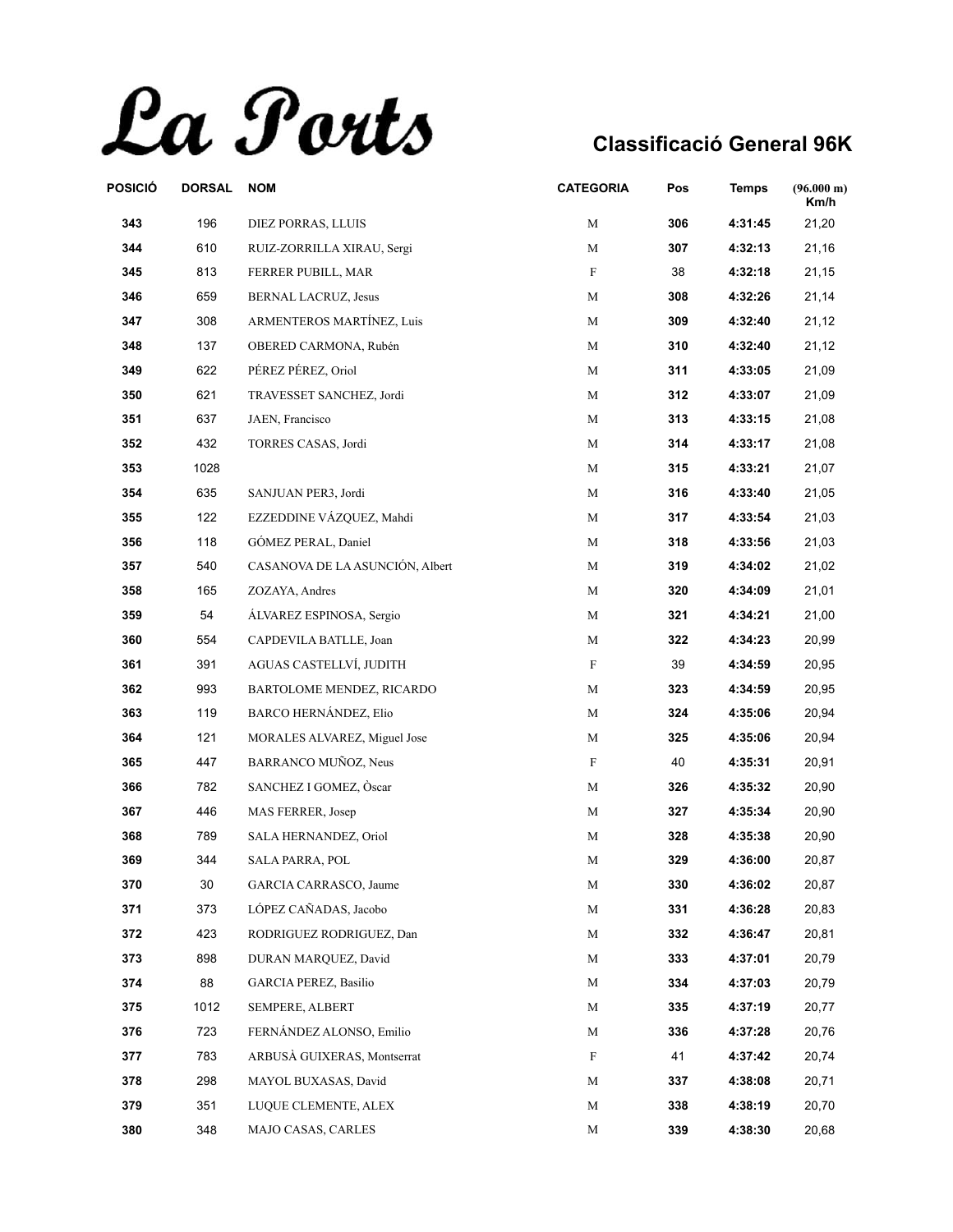# La Ports

## Classificació General 96K

| POSICIÓ | DORSAL | NOM | CATEGORIA | Pos | Temps | (96.000 m) Km/h |
|---|---|---|---|---|---|---|
| 343 | 196 | DIEZ PORRAS, LLUIS | M | 306 | 4:31:45 | 21,20 |
| 344 | 610 | RUIZ-ZORRILLA XIRAU, Sergi | M | 307 | 4:32:13 | 21,16 |
| 345 | 813 | FERRER PUBILL, MAR | F | 38 | 4:32:18 | 21,15 |
| 346 | 659 | BERNAL LACRUZ, Jesus | M | 308 | 4:32:26 | 21,14 |
| 347 | 308 | ARMENTEROS MARTÍNEZ, Luis | M | 309 | 4:32:40 | 21,12 |
| 348 | 137 | OBERED CARMONA, Rubén | M | 310 | 4:32:40 | 21,12 |
| 349 | 622 | PÉREZ PÉREZ, Oriol | M | 311 | 4:33:05 | 21,09 |
| 350 | 621 | TRAVESSET SANCHEZ, Jordi | M | 312 | 4:33:07 | 21,09 |
| 351 | 637 | JAEN, Francisco | M | 313 | 4:33:15 | 21,08 |
| 352 | 432 | TORRES CASAS, Jordi | M | 314 | 4:33:17 | 21,08 |
| 353 | 1028 | | M | 315 | 4:33:21 | 21,07 |
| 354 | 635 | SANJUAN PER3, Jordi | M | 316 | 4:33:40 | 21,05 |
| 355 | 122 | EZZEDDINE VÁZQUEZ, Mahdi | M | 317 | 4:33:54 | 21,03 |
| 356 | 118 | GÓMEZ PERAL, Daniel | M | 318 | 4:33:56 | 21,03 |
| 357 | 540 | CASANOVA DE LA ASUNCIÓN, Albert | M | 319 | 4:34:02 | 21,02 |
| 358 | 165 | ZOZAYA, Andres | M | 320 | 4:34:09 | 21,01 |
| 359 | 54 | ÁLVAREZ ESPINOSA, Sergio | M | 321 | 4:34:21 | 21,00 |
| 360 | 554 | CAPDEVILA BATLLE, Joan | M | 322 | 4:34:23 | 20,99 |
| 361 | 391 | AGUAS CASTELLVÍ, JUDITH | F | 39 | 4:34:59 | 20,95 |
| 362 | 993 | BARTOLOME MENDEZ, RICARDO | M | 323 | 4:34:59 | 20,95 |
| 363 | 119 | BARCO HERNÁNDEZ, Elio | M | 324 | 4:35:06 | 20,94 |
| 364 | 121 | MORALES ALVAREZ, Miguel Jose | M | 325 | 4:35:06 | 20,94 |
| 365 | 447 | BARRANCO MUÑOZ, Neus | F | 40 | 4:35:31 | 20,91 |
| 366 | 782 | SANCHEZ I GOMEZ, Òscar | M | 326 | 4:35:32 | 20,90 |
| 367 | 446 | MAS FERRER, Josep | M | 327 | 4:35:34 | 20,90 |
| 368 | 789 | SALA HERNANDEZ, Oriol | M | 328 | 4:35:38 | 20,90 |
| 369 | 344 | SALA PARRA, POL | M | 329 | 4:36:00 | 20,87 |
| 370 | 30 | GARCIA CARRASCO, Jaume | M | 330 | 4:36:02 | 20,87 |
| 371 | 373 | LÓPEZ CAÑADAS, Jacobo | M | 331 | 4:36:28 | 20,83 |
| 372 | 423 | RODRIGUEZ RODRIGUEZ, Dan | M | 332 | 4:36:47 | 20,81 |
| 373 | 898 | DURAN MARQUEZ, David | M | 333 | 4:37:01 | 20,79 |
| 374 | 88 | GARCIA PEREZ, Basilio | M | 334 | 4:37:03 | 20,79 |
| 375 | 1012 | SEMPERE, ALBERT | M | 335 | 4:37:19 | 20,77 |
| 376 | 723 | FERNÁNDEZ ALONSO, Emilio | M | 336 | 4:37:28 | 20,76 |
| 377 | 783 | ARBUSÀ GUIXERAS, Montserrat | F | 41 | 4:37:42 | 20,74 |
| 378 | 298 | MAYOL BUXASAS, David | M | 337 | 4:38:08 | 20,71 |
| 379 | 351 | LUQUE CLEMENTE, ALEX | M | 338 | 4:38:19 | 20,70 |
| 380 | 348 | MAJO CASAS, CARLES | M | 339 | 4:38:30 | 20,68 |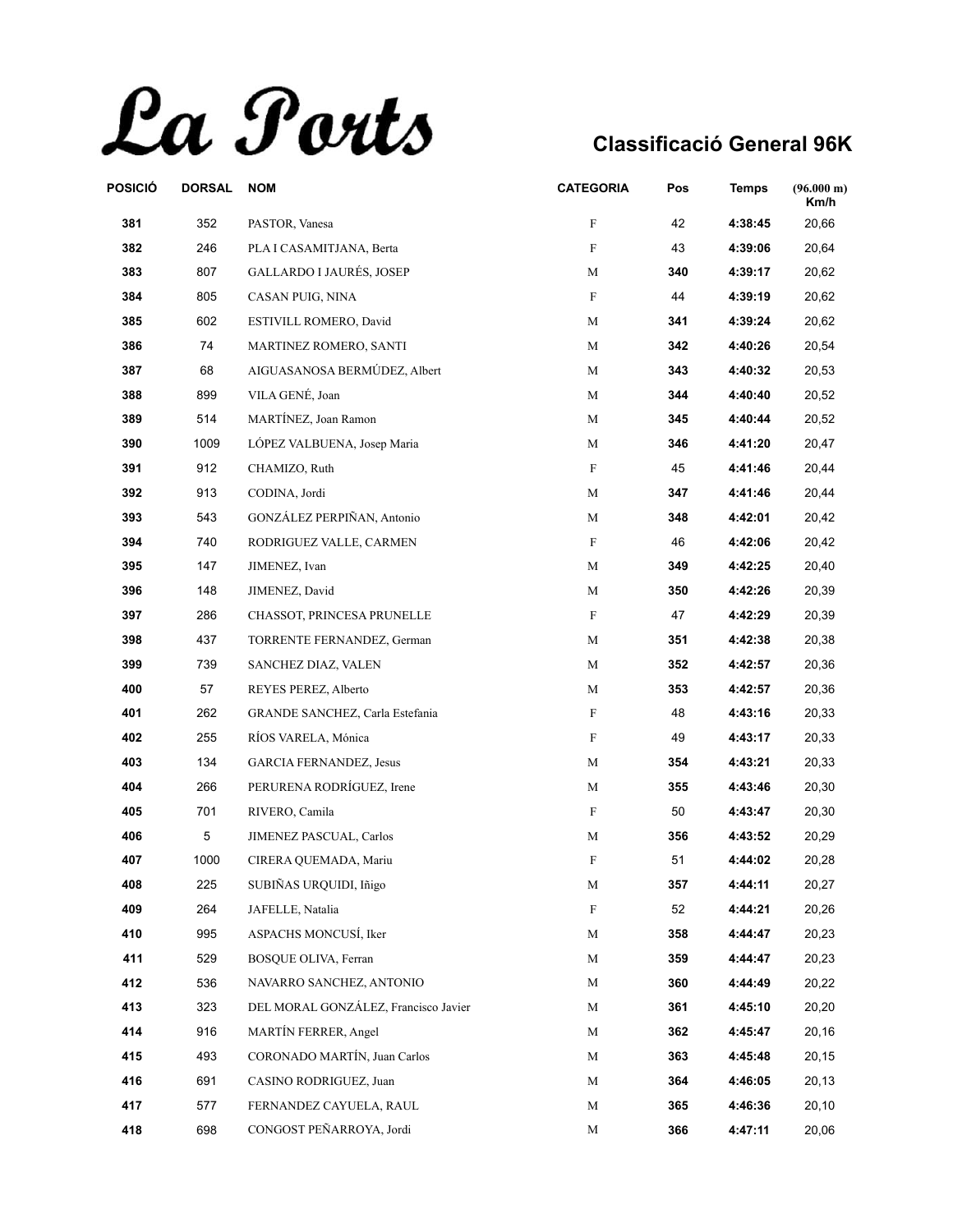# La Ports

## Classificació General 96K

| POSICIÓ | DORSAL | NOM | CATEGORIA | Pos | Temps | (96.000 m) Km/h |
|---|---|---|---|---|---|---|
| 381 | 352 | PASTOR, Vanesa | F | 42 | 4:38:45 | 20,66 |
| 382 | 246 | PLA I CASAMITJANA, Berta | F | 43 | 4:39:06 | 20,64 |
| 383 | 807 | GALLARDO I JAURÉS, JOSEP | M | 340 | 4:39:17 | 20,62 |
| 384 | 805 | CASAN PUIG, NINA | F | 44 | 4:39:19 | 20,62 |
| 385 | 602 | ESTIVILL ROMERO, David | M | 341 | 4:39:24 | 20,62 |
| 386 | 74 | MARTINEZ ROMERO, SANTI | M | 342 | 4:40:26 | 20,54 |
| 387 | 68 | AIGUASANOSA BERMÚDEZ, Albert | M | 343 | 4:40:32 | 20,53 |
| 388 | 899 | VILA GENÉ, Joan | M | 344 | 4:40:40 | 20,52 |
| 389 | 514 | MARTÍNEZ, Joan Ramon | M | 345 | 4:40:44 | 20,52 |
| 390 | 1009 | LÓPEZ VALBUENA, Josep Maria | M | 346 | 4:41:20 | 20,47 |
| 391 | 912 | CHAMIZO, Ruth | F | 45 | 4:41:46 | 20,44 |
| 392 | 913 | CODINA, Jordi | M | 347 | 4:41:46 | 20,44 |
| 393 | 543 | GONZÁLEZ PERPIÑAN, Antonio | M | 348 | 4:42:01 | 20,42 |
| 394 | 740 | RODRIGUEZ VALLE, CARMEN | F | 46 | 4:42:06 | 20,42 |
| 395 | 147 | JIMENEZ, Ivan | M | 349 | 4:42:25 | 20,40 |
| 396 | 148 | JIMENEZ, David | M | 350 | 4:42:26 | 20,39 |
| 397 | 286 | CHASSOT, PRINCESA PRUNELLE | F | 47 | 4:42:29 | 20,39 |
| 398 | 437 | TORRENTE FERNANDEZ, German | M | 351 | 4:42:38 | 20,38 |
| 399 | 739 | SANCHEZ DIAZ, VALEN | M | 352 | 4:42:57 | 20,36 |
| 400 | 57 | REYES PEREZ, Alberto | M | 353 | 4:42:57 | 20,36 |
| 401 | 262 | GRANDE SANCHEZ, Carla Estefania | F | 48 | 4:43:16 | 20,33 |
| 402 | 255 | RÍOS VARELA, Mónica | F | 49 | 4:43:17 | 20,33 |
| 403 | 134 | GARCIA FERNANDEZ, Jesus | M | 354 | 4:43:21 | 20,33 |
| 404 | 266 | PERURENA RODRÍGUEZ, Irene | M | 355 | 4:43:46 | 20,30 |
| 405 | 701 | RIVERO, Camila | F | 50 | 4:43:47 | 20,30 |
| 406 | 5 | JIMENEZ PASCUAL, Carlos | M | 356 | 4:43:52 | 20,29 |
| 407 | 1000 | CIRERA QUEMADA, Mariu | F | 51 | 4:44:02 | 20,28 |
| 408 | 225 | SUBIÑAS URQUIDI, Iñigo | M | 357 | 4:44:11 | 20,27 |
| 409 | 264 | JAFELLE, Natalia | F | 52 | 4:44:21 | 20,26 |
| 410 | 995 | ASPACHS MONCUSÍ, Iker | M | 358 | 4:44:47 | 20,23 |
| 411 | 529 | BOSQUE OLIVA, Ferran | M | 359 | 4:44:47 | 20,23 |
| 412 | 536 | NAVARRO SANCHEZ, ANTONIO | M | 360 | 4:44:49 | 20,22 |
| 413 | 323 | DEL MORAL GONZÁLEZ, Francisco Javier | M | 361 | 4:45:10 | 20,20 |
| 414 | 916 | MARTÍN FERRER, Angel | M | 362 | 4:45:47 | 20,16 |
| 415 | 493 | CORONADO MARTÍN, Juan Carlos | M | 363 | 4:45:48 | 20,15 |
| 416 | 691 | CASINO RODRIGUEZ, Juan | M | 364 | 4:46:05 | 20,13 |
| 417 | 577 | FERNANDEZ CAYUELA, RAUL | M | 365 | 4:46:36 | 20,10 |
| 418 | 698 | CONGOST PEÑARROYA, Jordi | M | 366 | 4:47:11 | 20,06 |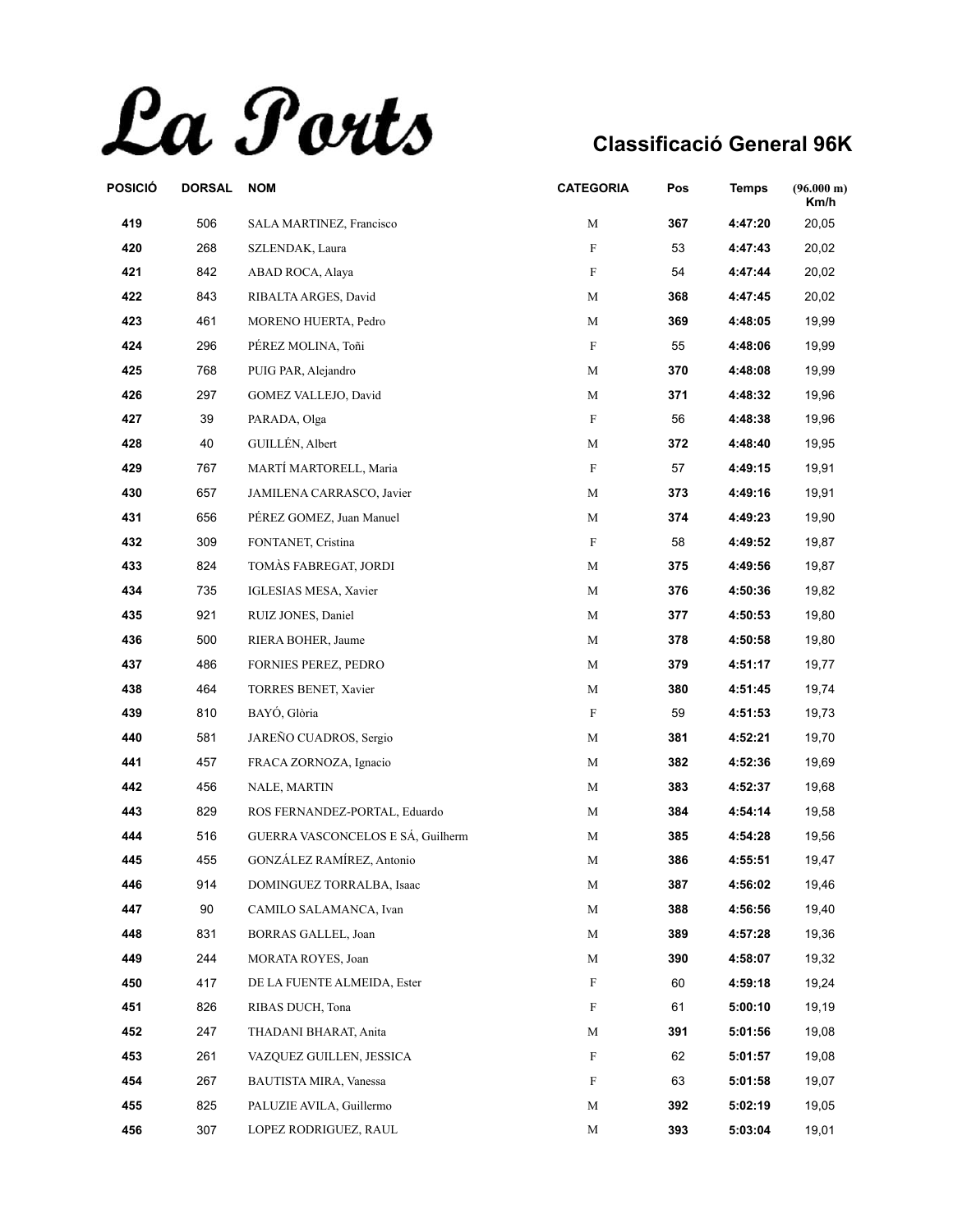# La Ports

## Classificació General 96K

| POSICIÓ | DORSAL | NOM | CATEGORIA | Pos | Temps | (96.000 m) Km/h |
|---|---|---|---|---|---|---|
| **419** | 506 | SALA MARTINEZ, Francisco | M | **367** | **4:47:20** | 20,05 |
| **420** | 268 | SZLENDAK, Laura | F | 53 | **4:47:43** | 20,02 |
| **421** | 842 | ABAD ROCA, Alaya | F | 54 | **4:47:44** | 20,02 |
| **422** | 843 | RIBALTA ARGES, David | M | **368** | **4:47:45** | 20,02 |
| **423** | 461 | MORENO HUERTA, Pedro | M | **369** | **4:48:05** | 19,99 |
| **424** | 296 | PÉREZ MOLINA, Toñi | F | 55 | **4:48:06** | 19,99 |
| **425** | 768 | PUIG PAR, Alejandro | M | **370** | **4:48:08** | 19,99 |
| **426** | 297 | GOMEZ VALLEJO, David | M | **371** | **4:48:32** | 19,96 |
| **427** | 39 | PARADA, Olga | F | 56 | **4:48:38** | 19,96 |
| **428** | 40 | GUILLÉN, Albert | M | **372** | **4:48:40** | 19,95 |
| **429** | 767 | MARTÍ MARTORELL, Maria | F | 57 | **4:49:15** | 19,91 |
| **430** | 657 | JAMILENA CARRASCO, Javier | M | **373** | **4:49:16** | 19,91 |
| **431** | 656 | PÉREZ GOMEZ, Juan Manuel | M | **374** | **4:49:23** | 19,90 |
| **432** | 309 | FONTANET, Cristina | F | 58 | **4:49:52** | 19,87 |
| **433** | 824 | TOMÀS FABREGAT, JORDI | M | **375** | **4:49:56** | 19,87 |
| **434** | 735 | IGLESIAS MESA, Xavier | M | **376** | **4:50:36** | 19,82 |
| **435** | 921 | RUIZ JONES, Daniel | M | **377** | **4:50:53** | 19,80 |
| **436** | 500 | RIERA BOHER, Jaume | M | **378** | **4:50:58** | 19,80 |
| **437** | 486 | FORNIES PEREZ, PEDRO | M | **379** | **4:51:17** | 19,77 |
| **438** | 464 | TORRES BENET, Xavier | M | **380** | **4:51:45** | 19,74 |
| **439** | 810 | BAYÓ, Glòria | F | 59 | **4:51:53** | 19,73 |
| **440** | 581 | JAREÑO CUADROS, Sergio | M | **381** | **4:52:21** | 19,70 |
| **441** | 457 | FRACA ZORNOZA, Ignacio | M | **382** | **4:52:36** | 19,69 |
| **442** | 456 | NALE, MARTIN | M | **383** | **4:52:37** | 19,68 |
| **443** | 829 | ROS FERNANDEZ-PORTAL, Eduardo | M | **384** | **4:54:14** | 19,58 |
| **444** | 516 | GUERRA VASCONCELOS E SÁ, Guilherm | M | **385** | **4:54:28** | 19,56 |
| **445** | 455 | GONZÁLEZ RAMÍREZ, Antonio | M | **386** | **4:55:51** | 19,47 |
| **446** | 914 | DOMINGUEZ TORRALBA, Isaac | M | **387** | **4:56:02** | 19,46 |
| **447** | 90 | CAMILO SALAMANCA, Ivan | M | **388** | **4:56:56** | 19,40 |
| **448** | 831 | BORRAS GALLEL, Joan | M | **389** | **4:57:28** | 19,36 |
| **449** | 244 | MORATA ROYES, Joan | M | **390** | **4:58:07** | 19,32 |
| **450** | 417 | DE LA FUENTE ALMEIDA, Ester | F | 60 | **4:59:18** | 19,24 |
| **451** | 826 | RIBAS DUCH, Tona | F | 61 | **5:00:10** | 19,19 |
| **452** | 247 | THADANI BHARAT, Anita | M | **391** | **5:01:56** | 19,08 |
| **453** | 261 | VAZQUEZ GUILLEN, JESSICA | F | 62 | **5:01:57** | 19,08 |
| **454** | 267 | BAUTISTA MIRA, Vanessa | F | 63 | **5:01:58** | 19,07 |
| **455** | 825 | PALUZIE AVILA, Guillermo | M | **392** | **5:02:19** | 19,05 |
| **456** | 307 | LOPEZ RODRIGUEZ, RAUL | M | **393** | **5:03:04** | 19,01 |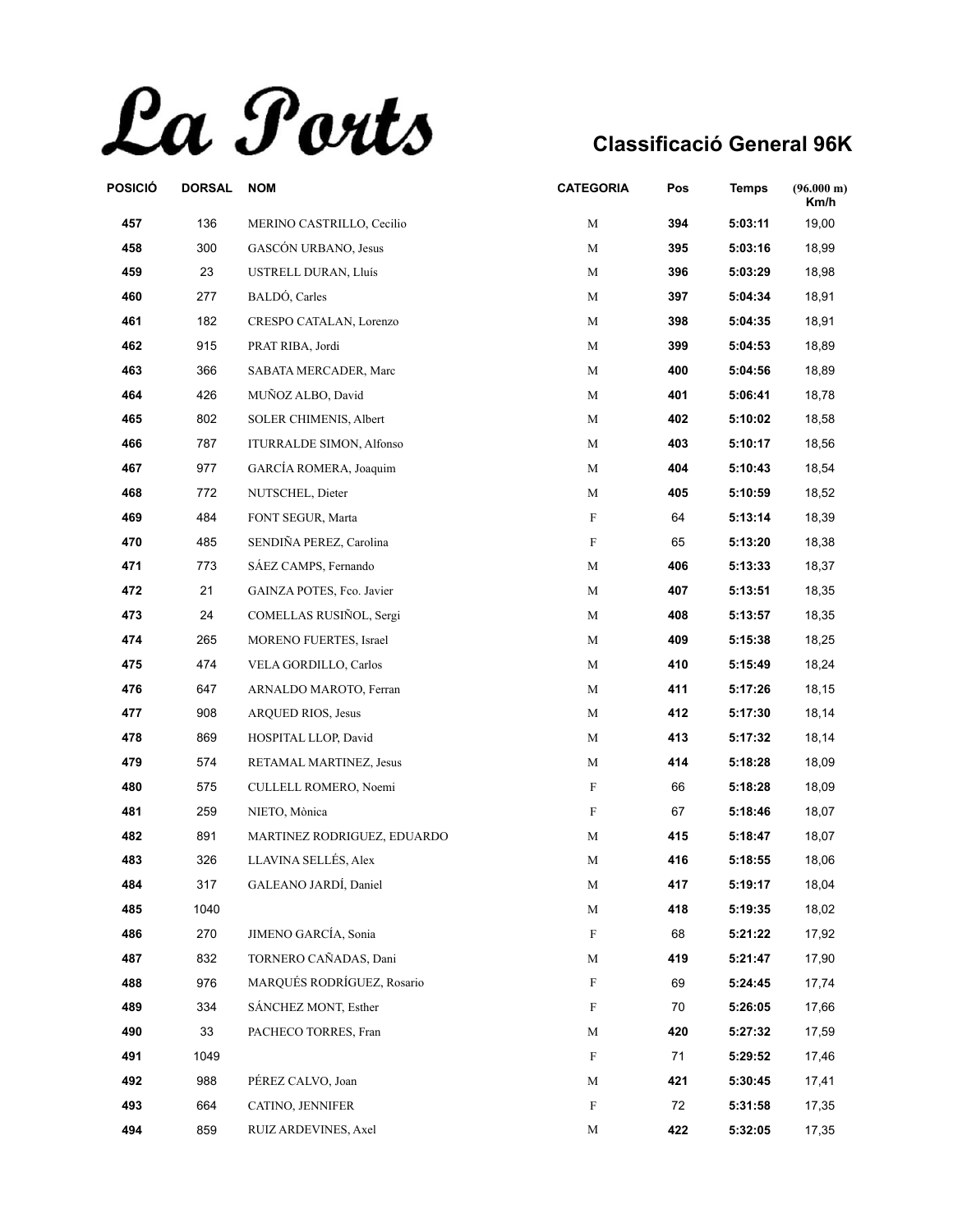# La Ports

## Classificació General 96K

| POSICIÓ | DORSAL | NOM | CATEGORIA | Pos | Temps | (96.000 m) Km/h |
|---|---|---|---|---|---|---|
| 457 | 136 | MERINO CASTRILLO, Cecilio | M | 394 | 5:03:11 | 19,00 |
| 458 | 300 | GASCÓN URBANO, Jesus | M | 395 | 5:03:16 | 18,99 |
| 459 | 23 | USTRELL DURAN, Lluís | M | 396 | 5:03:29 | 18,98 |
| 460 | 277 | BALDÓ, Carles | M | 397 | 5:04:34 | 18,91 |
| 461 | 182 | CRESPO CATALAN, Lorenzo | M | 398 | 5:04:35 | 18,91 |
| 462 | 915 | PRAT RIBA, Jordi | M | 399 | 5:04:53 | 18,89 |
| 463 | 366 | SABATA MERCADER, Marc | M | 400 | 5:04:56 | 18,89 |
| 464 | 426 | MUÑOZ ALBO, David | M | 401 | 5:06:41 | 18,78 |
| 465 | 802 | SOLER CHIMENIS, Albert | M | 402 | 5:10:02 | 18,58 |
| 466 | 787 | ITURRALDE SIMON, Alfonso | M | 403 | 5:10:17 | 18,56 |
| 467 | 977 | GARCÍA ROMERA, Joaquim | M | 404 | 5:10:43 | 18,54 |
| 468 | 772 | NUTSCHEL, Dieter | M | 405 | 5:10:59 | 18,52 |
| 469 | 484 | FONT SEGUR, Marta | F | 64 | 5:13:14 | 18,39 |
| 470 | 485 | SENDIÑA PEREZ, Carolina | F | 65 | 5:13:20 | 18,38 |
| 471 | 773 | SÁEZ CAMPS, Fernando | M | 406 | 5:13:33 | 18,37 |
| 472 | 21 | GAINZA POTES, Fco. Javier | M | 407 | 5:13:51 | 18,35 |
| 473 | 24 | COMELLAS RUSIÑOL, Sergi | M | 408 | 5:13:57 | 18,35 |
| 474 | 265 | MORENO FUERTES, Israel | M | 409 | 5:15:38 | 18,25 |
| 475 | 474 | VELA GORDILLO, Carlos | M | 410 | 5:15:49 | 18,24 |
| 476 | 647 | ARNALDO MAROTO, Ferran | M | 411 | 5:17:26 | 18,15 |
| 477 | 908 | ARQUED RIOS, Jesus | M | 412 | 5:17:30 | 18,14 |
| 478 | 869 | HOSPITAL LLOP, David | M | 413 | 5:17:32 | 18,14 |
| 479 | 574 | RETAMAL MARTINEZ, Jesus | M | 414 | 5:18:28 | 18,09 |
| 480 | 575 | CULLELL ROMERO, Noemi | F | 66 | 5:18:28 | 18,09 |
| 481 | 259 | NIETO, Mònica | F | 67 | 5:18:46 | 18,07 |
| 482 | 891 | MARTINEZ RODRIGUEZ, EDUARDO | M | 415 | 5:18:47 | 18,07 |
| 483 | 326 | LLAVINA SELLÉS, Alex | M | 416 | 5:18:55 | 18,06 |
| 484 | 317 | GALEANO JARDÍ, Daniel | M | 417 | 5:19:17 | 18,04 |
| 485 | 1040 | | M | 418 | 5:19:35 | 18,02 |
| 486 | 270 | JIMENO GARCÍA, Sonia | F | 68 | 5:21:22 | 17,92 |
| 487 | 832 | TORNERO CAÑADAS, Dani | M | 419 | 5:21:47 | 17,90 |
| 488 | 976 | MARQUÉS RODRÍGUEZ, Rosario | F | 69 | 5:24:45 | 17,74 |
| 489 | 334 | SÁNCHEZ MONT, Esther | F | 70 | 5:26:05 | 17,66 |
| 490 | 33 | PACHECO TORRES, Fran | M | 420 | 5:27:32 | 17,59 |
| 491 | 1049 | | F | 71 | 5:29:52 | 17,46 |
| 492 | 988 | PÉREZ CALVO, Joan | M | 421 | 5:30:45 | 17,41 |
| 493 | 664 | CATINO, JENNIFER | F | 72 | 5:31:58 | 17,35 |
| 494 | 859 | RUIZ ARDEVINES, Axel | M | 422 | 5:32:05 | 17,35 |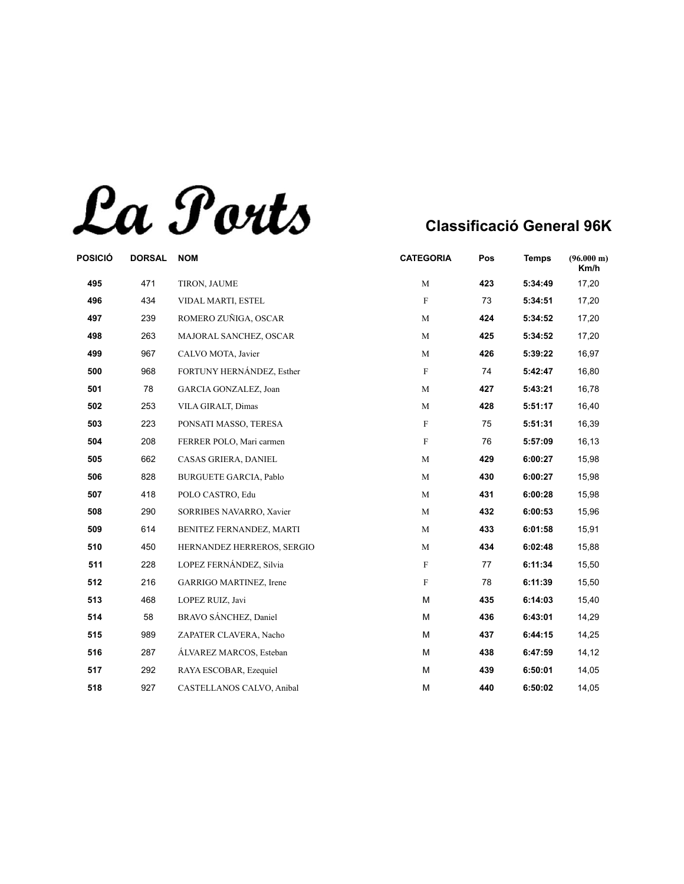# La Ports

## Classificació General 96K

| POSICIÓ | DORSAL | NOM | CATEGORIA | Pos | Temps | (96.000 m) Km/h |
|---|---|---|---|---|---|---|
| **495** | 471 | TIRON, JAUME | M | **423** | **5:34:49** | 17,20 |
| **496** | 434 | VIDAL MARTI, ESTEL | F | 73 | **5:34:51** | 17,20 |
| **497** | 239 | ROMERO ZUÑIGA, OSCAR | M | **424** | **5:34:52** | 17,20 |
| **498** | 263 | MAJORAL SANCHEZ, OSCAR | M | **425** | **5:34:52** | 17,20 |
| **499** | 967 | CALVO MOTA, Javier | M | **426** | **5:39:22** | 16,97 |
| **500** | 968 | FORTUNY HERNÁNDEZ, Esther | F | 74 | **5:42:47** | 16,80 |
| **501** | 78 | GARCIA GONZALEZ, Joan | M | **427** | **5:43:21** | 16,78 |
| **502** | 253 | VILA GIRALT, Dimas | M | **428** | **5:51:17** | 16,40 |
| **503** | 223 | PONSATI MASSO, TERESA | F | 75 | **5:51:31** | 16,39 |
| **504** | 208 | FERRER POLO, Mari carmen | F | 76 | **5:57:09** | 16,13 |
| **505** | 662 | CASAS GRIERA, DANIEL | M | **429** | **6:00:27** | 15,98 |
| **506** | 828 | BURGUETE GARCIA, Pablo | M | **430** | **6:00:27** | 15,98 |
| **507** | 418 | POLO CASTRO, Edu | M | **431** | **6:00:28** | 15,98 |
| **508** | 290 | SORRIBES NAVARRO, Xavier | M | **432** | **6:00:53** | 15,96 |
| **509** | 614 | BENITEZ FERNANDEZ, MARTI | M | **433** | **6:01:58** | 15,91 |
| **510** | 450 | HERNANDEZ HERREROS, SERGIO | M | **434** | **6:02:48** | 15,88 |
| **511** | 228 | LOPEZ FERNÁNDEZ, Silvia | F | 77 | **6:11:34** | 15,50 |
| **512** | 216 | GARRIGO MARTINEZ, Irene | F | 78 | **6:11:39** | 15,50 |
| **513** | 468 | LOPEZ RUIZ, Javi | M | **435** | **6:14:03** | 15,40 |
| **514** | 58 | BRAVO SÁNCHEZ, Daniel | M | **436** | **6:43:01** | 14,29 |
| **515** | 989 | ZAPATER CLAVERA, Nacho | M | **437** | **6:44:15** | 14,25 |
| **516** | 287 | ÁLVAREZ MARCOS, Esteban | M | **438** | **6:47:59** | 14,12 |
| **517** | 292 | RAYA ESCOBAR, Ezequiel | M | **439** | **6:50:01** | 14,05 |
| **518** | 927 | CASTELLANOS CALVO, Anibal | M | **440** | **6:50:02** | 14,05 |